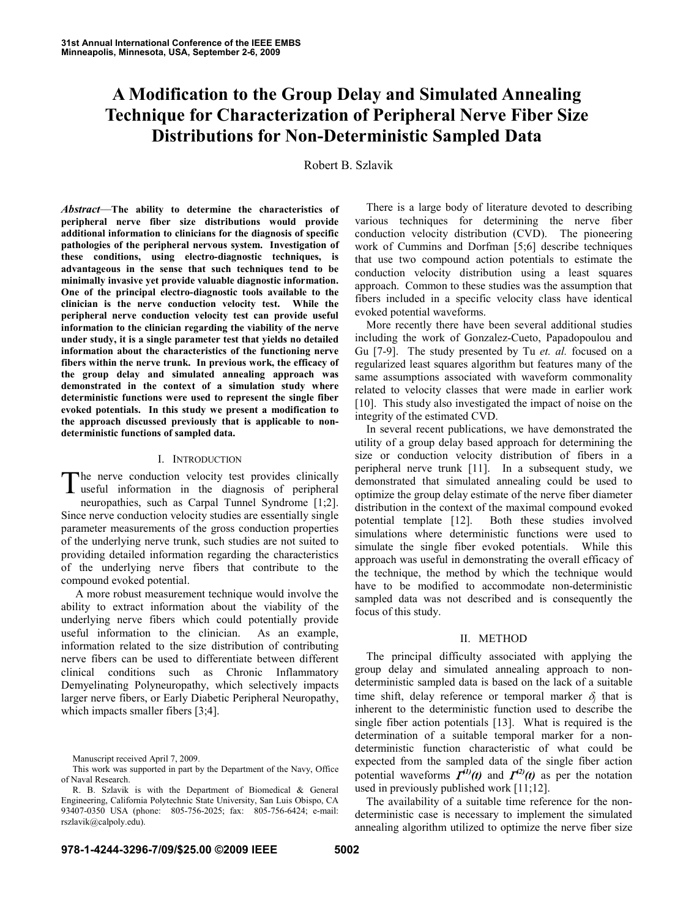# A Modification to the Group Delay and Simulated Annealing Technique for Characterization of Peripheral Nerve Fiber Size Distributions for Non-Deterministic Sampled Data

Robert B. Szlavik

***Abstract*—The ability to determine the characteristics of peripheral nerve fiber size distributions would provide additional information to clinicians for the diagnosis of specific pathologies of the peripheral nervous system. Investigation of these conditions, using electro-diagnostic techniques, is advantageous in the sense that such techniques tend to be minimally invasive yet provide valuable diagnostic information. One of the principal electro-diagnostic tools available to the clinician is the nerve conduction velocity test. While the peripheral nerve conduction velocity test can provide useful information to the clinician regarding the viability of the nerve under study, it is a single parameter test that yields no detailed information about the characteristics of the functioning nerve fibers within the nerve trunk. In previous work, the efficacy of the group delay and simulated annealing approach was demonstrated in the context of a simulation study where deterministic functions were used to represent the single fiber evoked potentials. In this study we present a modification to the approach discussed previously that is applicable to non-deterministic functions of sampled data.**

## I. Introduction

The nerve conduction velocity test provides clinically useful information in the diagnosis of peripheral neuropathies, such as Carpal Tunnel Syndrome [1;2]. Since nerve conduction velocity studies are essentially single parameter measurements of the gross conduction properties of the underlying nerve trunk, such studies are not suited to providing detailed information regarding the characteristics of the underlying nerve fibers that contribute to the compound evoked potential.

A more robust measurement technique would involve the ability to extract information about the viability of the underlying nerve fibers which could potentially provide useful information to the clinician. As an example, information related to the size distribution of contributing nerve fibers can be used to differentiate between different clinical conditions such as Chronic Inflammatory Demyelinating Polyneuropathy, which selectively impacts larger nerve fibers, or Early Diabetic Peripheral Neuropathy, which impacts smaller fibers [3;4].

Manuscript received April 7, 2009.

This work was supported in part by the Department of the Navy, Office of Naval Research.

R. B. Szlavik is with the Department of Biomedical & General Engineering, California Polytechnic State University, San Luis Obispo, CA 93407-0350 USA (phone: 805-756-2025; fax: 805-756-6424; e-mail: rszlavik@calpoly.edu).

There is a large body of literature devoted to describing various techniques for determining the nerve fiber conduction velocity distribution (CVD). The pioneering work of Cummins and Dorfman [5;6] describe techniques that use two compound action potentials to estimate the conduction velocity distribution using a least squares approach. Common to these studies was the assumption that fibers included in a specific velocity class have identical evoked potential waveforms.

More recently there have been several additional studies including the work of Gonzalez-Cueto, Papadopoulou and Gu [7-9]. The study presented by Tu *et. al.* focused on a regularized least squares algorithm but features many of the same assumptions associated with waveform commonality related to velocity classes that were made in earlier work [10]. This study also investigated the impact of noise on the integrity of the estimated CVD.

In several recent publications, we have demonstrated the utility of a group delay based approach for determining the size or conduction velocity distribution of fibers in a peripheral nerve trunk [11]. In a subsequent study, we demonstrated that simulated annealing could be used to optimize the group delay estimate of the nerve fiber diameter distribution in the context of the maximal compound evoked potential template [12]. Both these studies involved simulations where deterministic functions were used to simulate the single fiber evoked potentials. While this approach was useful in demonstrating the overall efficacy of the technique, the method by which the technique would have to be modified to accommodate non-deterministic sampled data was not described and is consequently the focus of this study.

## II. Method

The principal difficulty associated with applying the group delay and simulated annealing approach to non-deterministic sampled data is based on the lack of a suitable time shift, delay reference or temporal marker $\delta_j$ that is inherent to the deterministic function used to describe the single fiber action potentials [13]. What is required is the determination of a suitable temporal marker for a non-deterministic function characteristic of what could be expected from the sampled data of the single fiber action potential waveforms $\boldsymbol{\Gamma}^{(1)}(t)$ and $\boldsymbol{\Gamma}^{(2)}(t)$ as per the notation used in previously published work [11;12].

The availability of a suitable time reference for the non-deterministic case is necessary to implement the simulated annealing algorithm utilized to optimize the nerve fiber size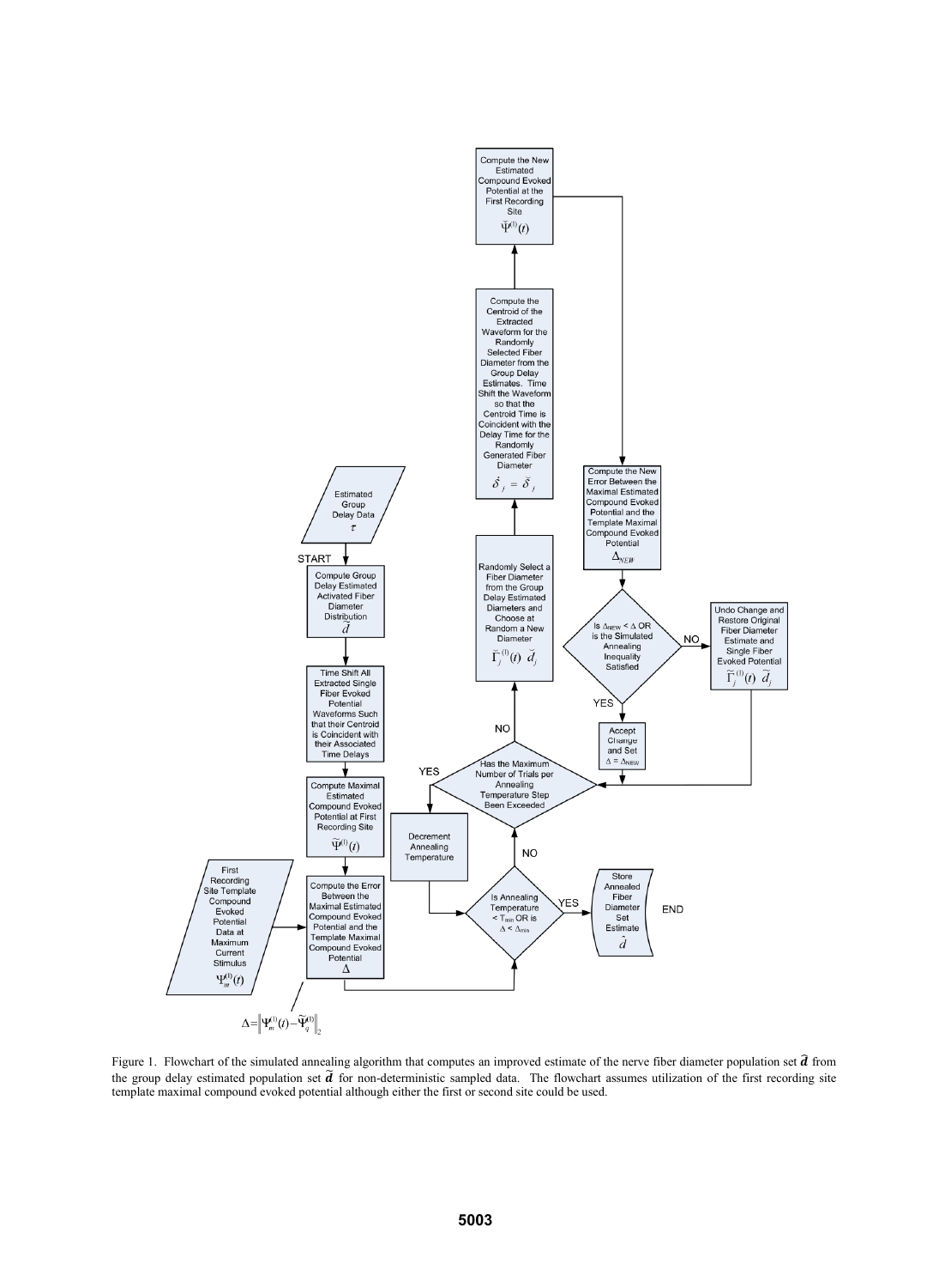Figure 1. Flowchart of the simulated annealing algorithm that computes an improved estimate of the nerve fiber diameter population set $\hat{\boldsymbol{d}}$ from the group delay estimated population set $\tilde{\boldsymbol{d}}$ for non-deterministic sampled data. The flowchart assumes utilization of the first recording site template maximal compound evoked potential although either the first or second site could be used.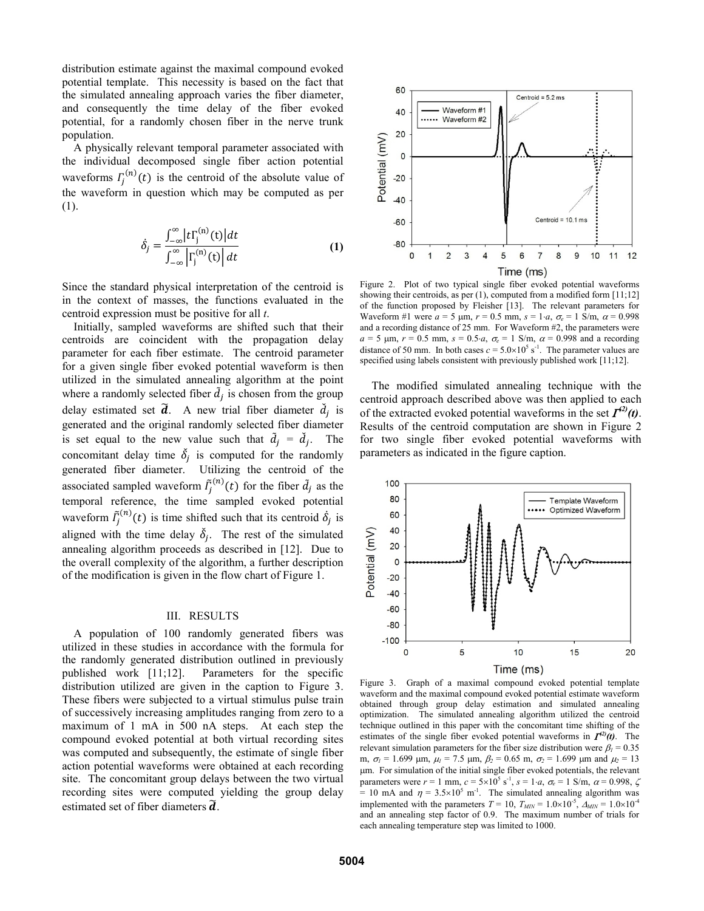distribution estimate against the maximal compound evoked potential template. This necessity is based on the fact that the simulated annealing approach varies the fiber diameter, and consequently the time delay of the fiber evoked potential, for a randomly chosen fiber in the nerve trunk population.

A physically relevant temporal parameter associated with the individual decomposed single fiber action potential waveforms $\Gamma_j^{(n)}(t)$ is the centroid of the absolute value of the waveform in question which may be computed as per (1).

$$\acute{\delta}_j = \frac{\int_{-\infty}^{\infty} \left| t\Gamma_j^{(n)}(t) \right| dt}{\int_{-\infty}^{\infty} \left| \Gamma_j^{(n)}(t) \right| dt} \quad \textbf{(1)}$$

Since the standard physical interpretation of the centroid is in the context of masses, the functions evaluated in the centroid expression must be positive for all $t$.

Initially, sampled waveforms are shifted such that their centroids are coincident with the propagation delay parameter for each fiber estimate. The centroid parameter for a given single fiber evoked potential waveform is then utilized in the simulated annealing algorithm at the point where a randomly selected fiber $\tilde{d}_j$ is chosen from the group delay estimated set $\tilde{\boldsymbol{d}}$. A new trial fiber diameter $\check{d}_j$ is generated and the original randomly selected fiber diameter is set equal to the new value such that $\tilde{d}_j = \check{d}_j$. The concomitant delay time $\check{\delta}_j$ is computed for the randomly generated fiber diameter. Utilizing the centroid of the associated sampled waveform $\tilde{\Gamma}_j^{(n)}(t)$ for the fiber $\tilde{d}_j$ as the temporal reference, the time sampled evoked potential waveform $\tilde{\Gamma}_j^{(n)}(t)$ is time shifted such that its centroid $\acute{\delta}_j$ is aligned with the time delay $\check{\delta}_j$. The rest of the simulated annealing algorithm proceeds as described in [12]. Due to the overall complexity of the algorithm, a further description of the modification is given in the flow chart of Figure 1.

## III. RESULTS

A population of 100 randomly generated fibers was utilized in these studies in accordance with the formula for the randomly generated distribution outlined in previously published work [11;12]. Parameters for the specific distribution utilized are given in the caption to Figure 3. These fibers were subjected to a virtual stimulus pulse train of successively increasing amplitudes ranging from zero to a maximum of 1 mA in 500 nA steps. At each step the compound evoked potential at both virtual recording sites was computed and subsequently, the estimate of single fiber action potential waveforms were obtained at each recording site. The concomitant group delays between the two virtual recording sites were computed yielding the group delay estimated set of fiber diameters $\tilde{\boldsymbol{d}}$.

Figure 2. Plot of two typical single fiber evoked potential waveforms showing their centroids, as per (1), computed from a modified form [11;12] of the function proposed by Fleisher [13]. The relevant parameters for Waveform #1 were $a$ = 5 μm, $r$ = 0.5 mm, $s = 1{\cdot}a$, $\sigma_e$ = 1 S/m, $\alpha$ = 0.998 and a recording distance of 25 mm. For Waveform #2, the parameters were $a$ = 5 μm, $r$ = 0.5 mm, $s = 0.5{\cdot}a$, $\sigma_e$ = 1 S/m, $\alpha$ = 0.998 and a recording distance of 50 mm. In both cases $c = 5.0{\times}10^5$ s$^{-1}$. The parameter values are specified using labels consistent with previously published work [11;12].

The modified simulated annealing technique with the centroid approach described above was then applied to each of the extracted evoked potential waveforms in the set $\boldsymbol{\Gamma}^{(2)}(t)$. Results of the centroid computation are shown in Figure 2 for two single fiber evoked potential waveforms with parameters as indicated in the figure caption.

Figure 3. Graph of a maximal compound evoked potential template waveform and the maximal compound evoked potential estimate waveform obtained through group delay estimation and simulated annealing optimization. The simulated annealing algorithm utilized the centroid technique outlined in this paper with the concomitant time shifting of the estimates of the single fiber evoked potential waveforms in $\boldsymbol{\Gamma}^{(2)}(t)$. The relevant simulation parameters for the fiber size distribution were $\beta_1$ = 0.35 m, $\sigma_1$ = 1.699 μm, $\mu_1$ = 7.5 μm, $\beta_2$ = 0.65 m, $\sigma_2$ = 1.699 μm and $\mu_2$ = 13 μm. For simulation of the initial single fiber evoked potentials, the relevant parameters were $r$ = 1 mm, $c = 5{\times}10^5$ s$^{-1}$, $s = 1{\cdot}a$, $\sigma_e$ = 1 S/m, $\alpha$ = 0.998, $\zeta$ = 10 mA and $\eta = 3.5{\times}10^5$ m$^{-1}$. The simulated annealing algorithm was implemented with the parameters $T$ = 10, $T_{MIN} = 1.0{\times}10^{-5}$, $\Delta_{MIN} = 1.0{\times}10^{-4}$ and an annealing step factor of 0.9. The maximum number of trials for each annealing temperature step was limited to 1000.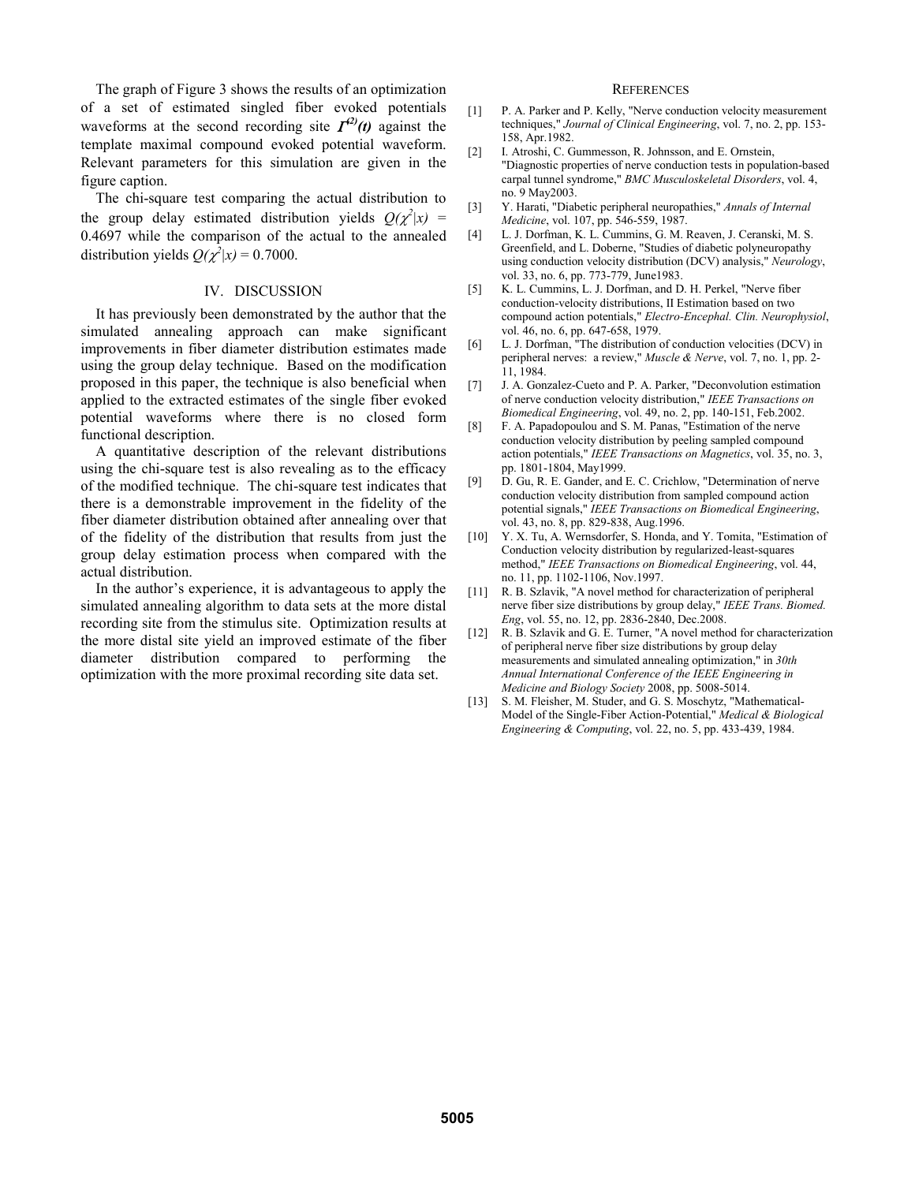The graph of Figure 3 shows the results of an optimization of a set of estimated singled fiber evoked potentials waveforms at the second recording site $\boldsymbol{I^{(2)}(t)}$ against the template maximal compound evoked potential waveform. Relevant parameters for this simulation are given in the figure caption.

The chi-square test comparing the actual distribution to the group delay estimated distribution yields $Q(\chi^2|x)$ = 0.4697 while the comparison of the actual to the annealed distribution yields $Q(\chi^2|x)$ = 0.7000.

## IV. DISCUSSION

It has previously been demonstrated by the author that the simulated annealing approach can make significant improvements in fiber diameter distribution estimates made using the group delay technique. Based on the modification proposed in this paper, the technique is also beneficial when applied to the extracted estimates of the single fiber evoked potential waveforms where there is no closed form functional description.

A quantitative description of the relevant distributions using the chi-square test is also revealing as to the efficacy of the modified technique. The chi-square test indicates that there is a demonstrable improvement in the fidelity of the fiber diameter distribution obtained after annealing over that of the fidelity of the distribution that results from just the group delay estimation process when compared with the actual distribution.

In the author's experience, it is advantageous to apply the simulated annealing algorithm to data sets at the more distal recording site from the stimulus site. Optimization results at the more distal site yield an improved estimate of the fiber diameter distribution compared to performing the optimization with the more proximal recording site data set.

## REFERENCES

[1] P. A. Parker and P. Kelly, "Nerve conduction velocity measurement techniques," *Journal of Clinical Engineering*, vol. 7, no. 2, pp. 153-158, Apr.1982.

[2] I. Atroshi, C. Gummesson, R. Johnsson, and E. Ornstein, "Diagnostic properties of nerve conduction tests in population-based carpal tunnel syndrome," *BMC Musculoskeletal Disorders*, vol. 4, no. 9 May2003.

[3] Y. Harati, "Diabetic peripheral neuropathies," *Annals of Internal Medicine*, vol. 107, pp. 546-559, 1987.

[4] L. J. Dorfman, K. L. Cummins, G. M. Reaven, J. Ceranski, M. S. Greenfield, and L. Doberne, "Studies of diabetic polyneuropathy using conduction velocity distribution (DCV) analysis," *Neurology*, vol. 33, no. 6, pp. 773-779, June1983.

[5] K. L. Cummins, L. J. Dorfman, and D. H. Perkel, "Nerve fiber conduction-velocity distributions, II Estimation based on two compound action potentials," *Electro-Encephal. Clin. Neurophysiol*, vol. 46, no. 6, pp. 647-658, 1979.

[6] L. J. Dorfman, "The distribution of conduction velocities (DCV) in peripheral nerves: a review," *Muscle & Nerve*, vol. 7, no. 1, pp. 2-11, 1984.

[7] J. A. Gonzalez-Cueto and P. A. Parker, "Deconvolution estimation of nerve conduction velocity distribution," *IEEE Transactions on Biomedical Engineering*, vol. 49, no. 2, pp. 140-151, Feb.2002.

[8] F. A. Papadopoulou and S. M. Panas, "Estimation of the nerve conduction velocity distribution by peeling sampled compound action potentials," *IEEE Transactions on Magnetics*, vol. 35, no. 3, pp. 1801-1804, May1999.

[9] D. Gu, R. E. Gander, and E. C. Crichlow, "Determination of nerve conduction velocity distribution from sampled compound action potential signals," *IEEE Transactions on Biomedical Engineering*, vol. 43, no. 8, pp. 829-838, Aug.1996.

[10] Y. X. Tu, A. Wernsdorfer, S. Honda, and Y. Tomita, "Estimation of Conduction velocity distribution by regularized-least-squares method," *IEEE Transactions on Biomedical Engineering*, vol. 44, no. 11, pp. 1102-1106, Nov.1997.

[11] R. B. Szlavik, "A novel method for characterization of peripheral nerve fiber size distributions by group delay," *IEEE Trans. Biomed. Eng*, vol. 55, no. 12, pp. 2836-2840, Dec.2008.

[12] R. B. Szlavik and G. E. Turner, "A novel method for characterization of peripheral nerve fiber size distributions by group delay measurements and simulated annealing optimization," in *30th Annual International Conference of the IEEE Engineering in Medicine and Biology Society* 2008, pp. 5008-5014.

[13] S. M. Fleisher, M. Studer, and G. S. Moschytz, "Mathematical-Model of the Single-Fiber Action-Potential," *Medical & Biological Engineering & Computing*, vol. 22, no. 5, pp. 433-439, 1984.